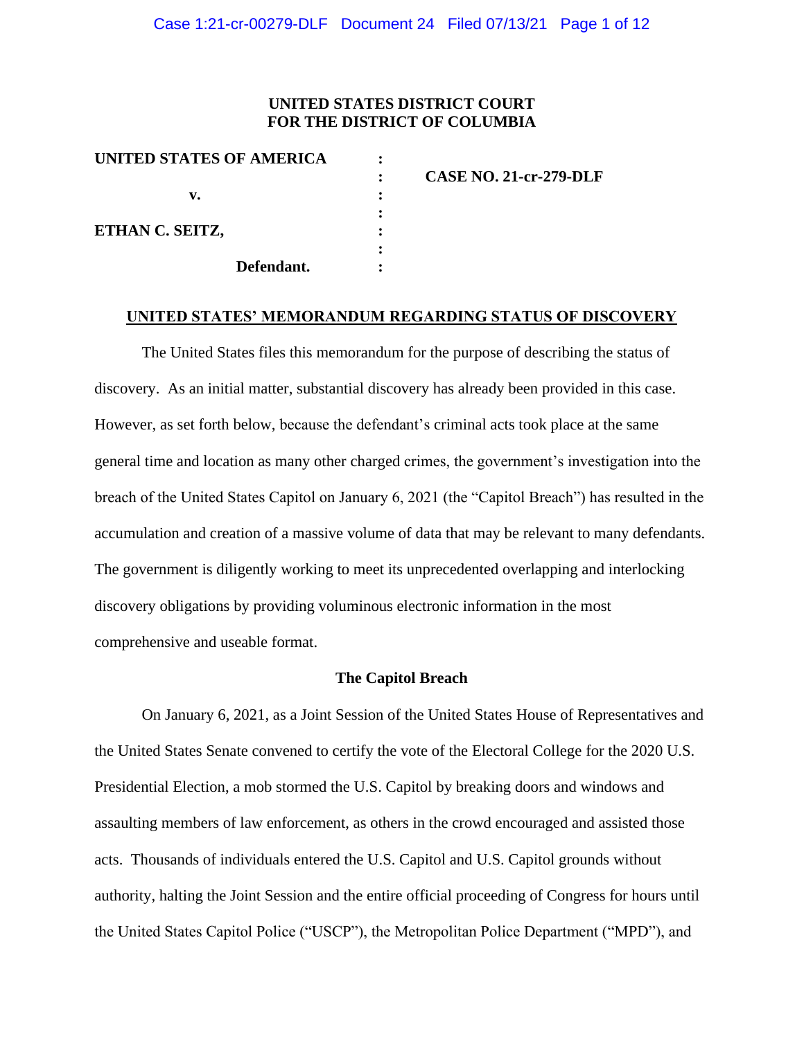**UNITED STATES DISTRICT COURT**
**FOR THE DISTRICT OF COLUMBIA**

| | | |
|---|---|---|
| **UNITED STATES OF AMERICA** | : | |
| | : | **CASE NO. 21-cr-279-DLF** |
| **v.** | : | |
| | : | |
| **ETHAN C. SEITZ,** | : | |
| | : | |
| **Defendant.** | : | |

## UNITED STATES' MEMORANDUM REGARDING STATUS OF DISCOVERY

The United States files this memorandum for the purpose of describing the status of discovery. As an initial matter, substantial discovery has already been provided in this case. However, as set forth below, because the defendant's criminal acts took place at the same general time and location as many other charged crimes, the government's investigation into the breach of the United States Capitol on January 6, 2021 (the "Capitol Breach") has resulted in the accumulation and creation of a massive volume of data that may be relevant to many defendants. The government is diligently working to meet its unprecedented overlapping and interlocking discovery obligations by providing voluminous electronic information in the most comprehensive and useable format.

### The Capitol Breach

On January 6, 2021, as a Joint Session of the United States House of Representatives and the United States Senate convened to certify the vote of the Electoral College for the 2020 U.S. Presidential Election, a mob stormed the U.S. Capitol by breaking doors and windows and assaulting members of law enforcement, as others in the crowd encouraged and assisted those acts. Thousands of individuals entered the U.S. Capitol and U.S. Capitol grounds without authority, halting the Joint Session and the entire official proceeding of Congress for hours until the United States Capitol Police ("USCP"), the Metropolitan Police Department ("MPD"), and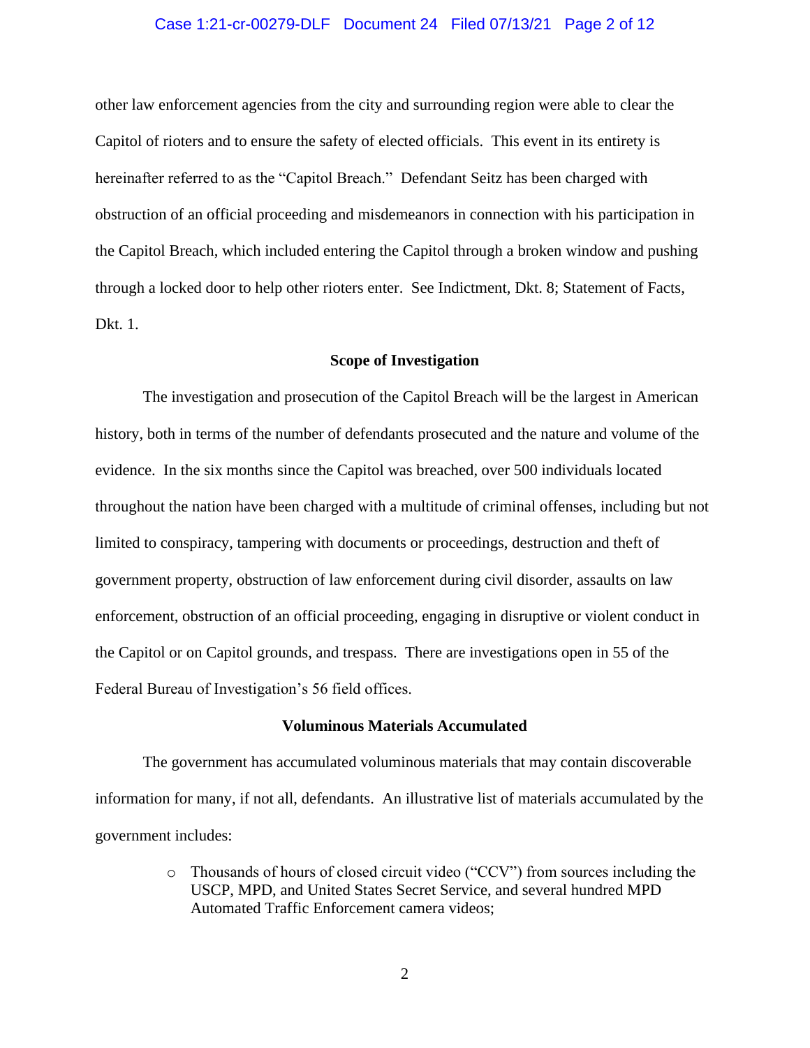other law enforcement agencies from the city and surrounding region were able to clear the Capitol of rioters and to ensure the safety of elected officials. This event in its entirety is hereinafter referred to as the "Capitol Breach." Defendant Seitz has been charged with obstruction of an official proceeding and misdemeanors in connection with his participation in the Capitol Breach, which included entering the Capitol through a broken window and pushing through a locked door to help other rioters enter. See Indictment, Dkt. 8; Statement of Facts, Dkt. 1.

## Scope of Investigation

The investigation and prosecution of the Capitol Breach will be the largest in American history, both in terms of the number of defendants prosecuted and the nature and volume of the evidence. In the six months since the Capitol was breached, over 500 individuals located throughout the nation have been charged with a multitude of criminal offenses, including but not limited to conspiracy, tampering with documents or proceedings, destruction and theft of government property, obstruction of law enforcement during civil disorder, assaults on law enforcement, obstruction of an official proceeding, engaging in disruptive or violent conduct in the Capitol or on Capitol grounds, and trespass. There are investigations open in 55 of the Federal Bureau of Investigation's 56 field offices.

## Voluminous Materials Accumulated

The government has accumulated voluminous materials that may contain discoverable information for many, if not all, defendants. An illustrative list of materials accumulated by the government includes:

- Thousands of hours of closed circuit video ("CCV") from sources including the USCP, MPD, and United States Secret Service, and several hundred MPD Automated Traffic Enforcement camera videos;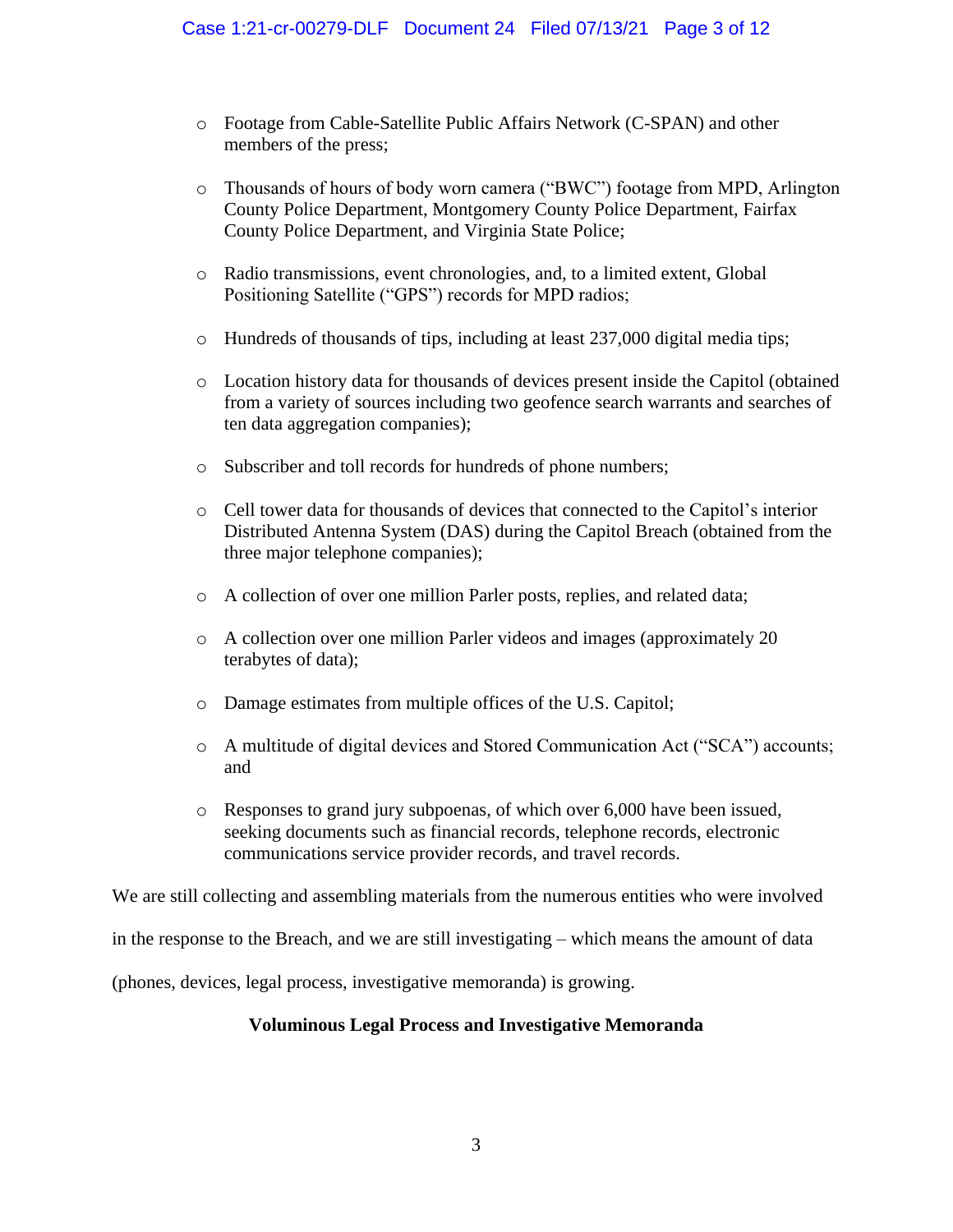- Footage from Cable-Satellite Public Affairs Network (C-SPAN) and other members of the press;
- Thousands of hours of body worn camera ("BWC") footage from MPD, Arlington County Police Department, Montgomery County Police Department, Fairfax County Police Department, and Virginia State Police;
- Radio transmissions, event chronologies, and, to a limited extent, Global Positioning Satellite ("GPS") records for MPD radios;
- Hundreds of thousands of tips, including at least 237,000 digital media tips;
- Location history data for thousands of devices present inside the Capitol (obtained from a variety of sources including two geofence search warrants and searches of ten data aggregation companies);
- Subscriber and toll records for hundreds of phone numbers;
- Cell tower data for thousands of devices that connected to the Capitol's interior Distributed Antenna System (DAS) during the Capitol Breach (obtained from the three major telephone companies);
- A collection of over one million Parler posts, replies, and related data;
- A collection over one million Parler videos and images (approximately 20 terabytes of data);
- Damage estimates from multiple offices of the U.S. Capitol;
- A multitude of digital devices and Stored Communication Act ("SCA") accounts; and
- Responses to grand jury subpoenas, of which over 6,000 have been issued, seeking documents such as financial records, telephone records, electronic communications service provider records, and travel records.

We are still collecting and assembling materials from the numerous entities who were involved in the response to the Breach, and we are still investigating – which means the amount of data (phones, devices, legal process, investigative memoranda) is growing.

**Voluminous Legal Process and Investigative Memoranda**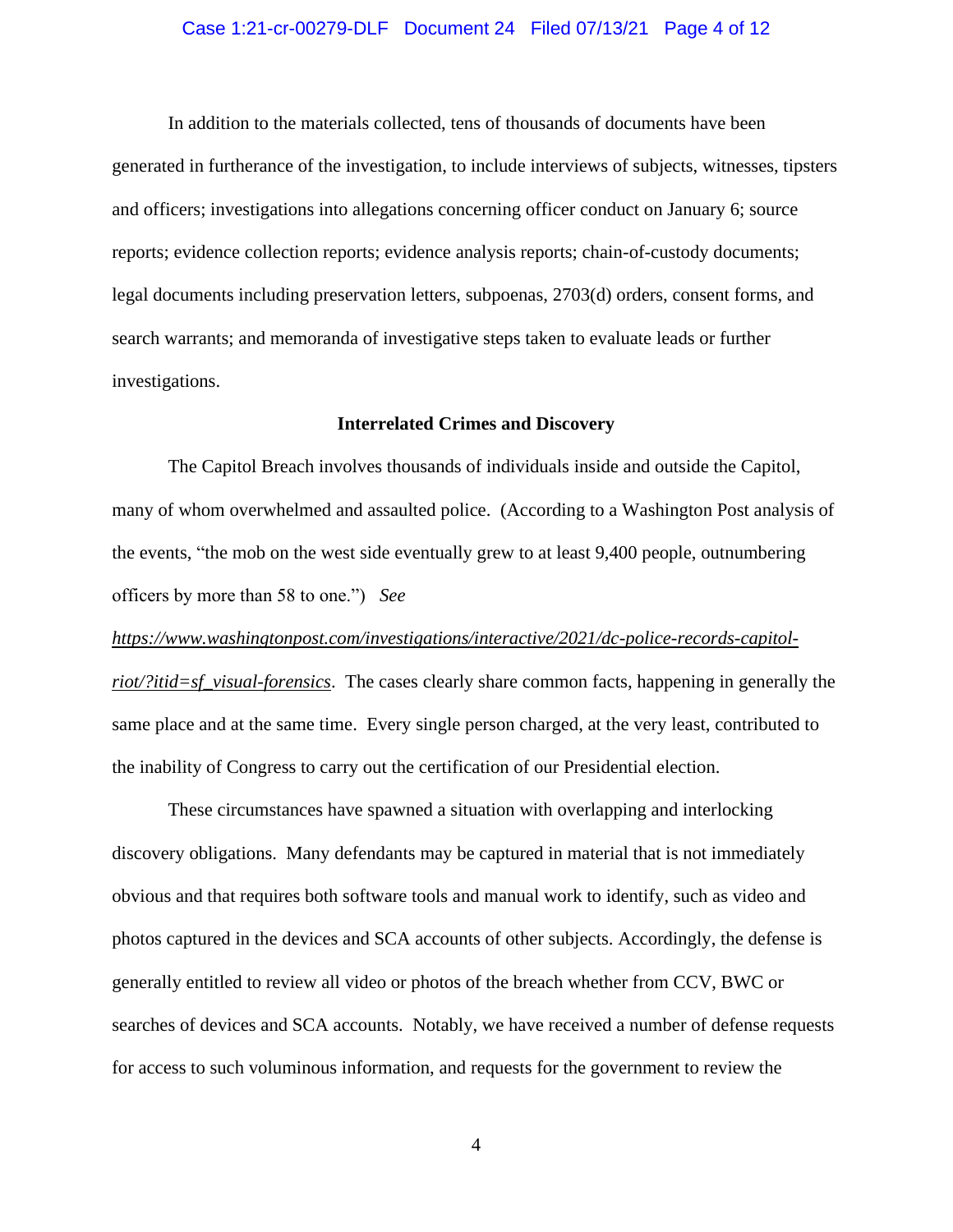In addition to the materials collected, tens of thousands of documents have been generated in furtherance of the investigation, to include interviews of subjects, witnesses, tipsters and officers; investigations into allegations concerning officer conduct on January 6; source reports; evidence collection reports; evidence analysis reports; chain-of-custody documents; legal documents including preservation letters, subpoenas, 2703(d) orders, consent forms, and search warrants; and memoranda of investigative steps taken to evaluate leads or further investigations.

**Interrelated Crimes and Discovery**

The Capitol Breach involves thousands of individuals inside and outside the Capitol, many of whom overwhelmed and assaulted police. (According to a Washington Post analysis of the events, "the mob on the west side eventually grew to at least 9,400 people, outnumbering officers by more than 58 to one.") *See* *https://www.washingtonpost.com/investigations/interactive/2021/dc-police-records-capitol-riot/?itid=sf_visual-forensics*. The cases clearly share common facts, happening in generally the same place and at the same time. Every single person charged, at the very least, contributed to the inability of Congress to carry out the certification of our Presidential election.

These circumstances have spawned a situation with overlapping and interlocking discovery obligations. Many defendants may be captured in material that is not immediately obvious and that requires both software tools and manual work to identify, such as video and photos captured in the devices and SCA accounts of other subjects. Accordingly, the defense is generally entitled to review all video or photos of the breach whether from CCV, BWC or searches of devices and SCA accounts. Notably, we have received a number of defense requests for access to such voluminous information, and requests for the government to review the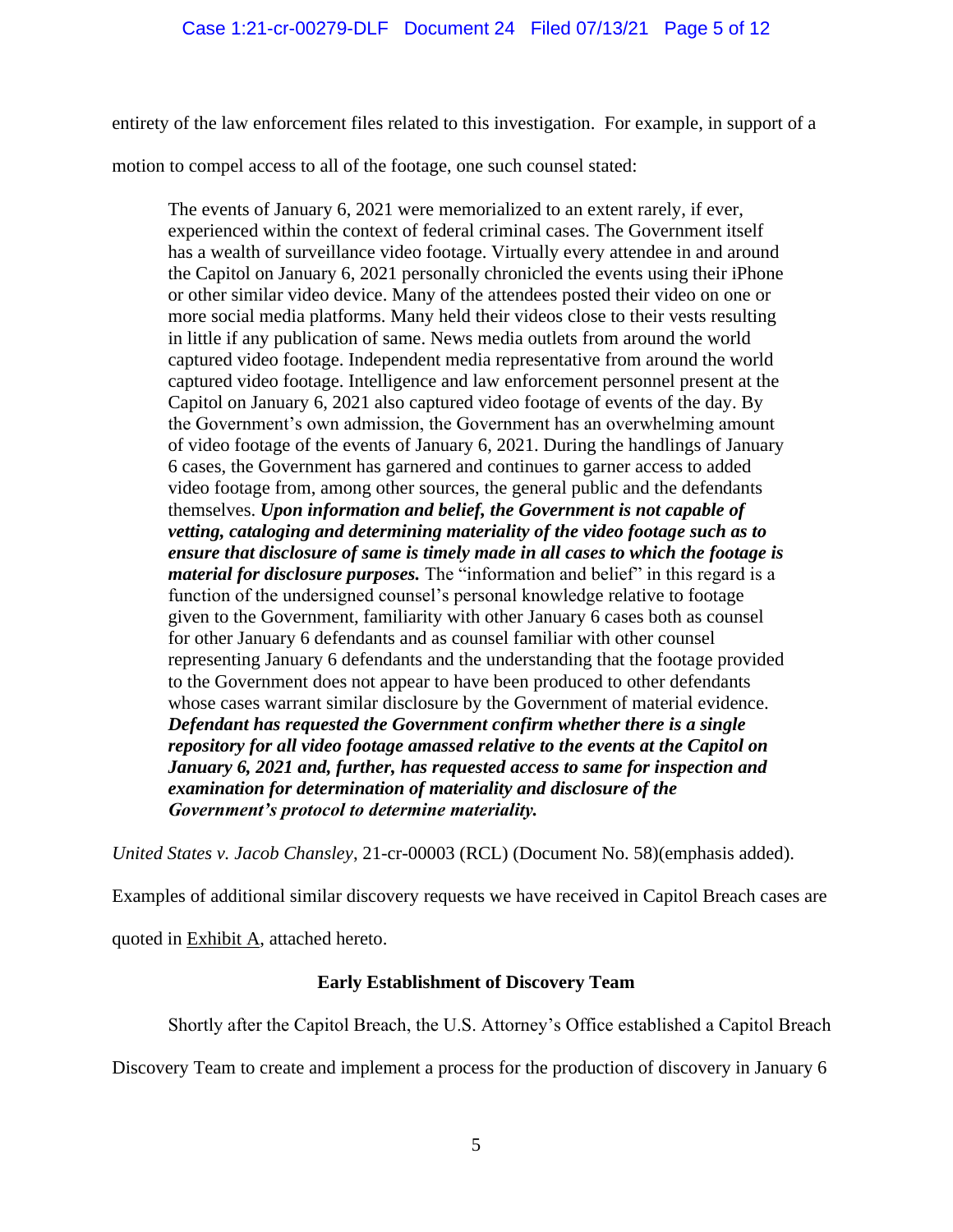entirety of the law enforcement files related to this investigation. For example, in support of a motion to compel access to all of the footage, one such counsel stated:

> The events of January 6, 2021 were memorialized to an extent rarely, if ever, experienced within the context of federal criminal cases. The Government itself has a wealth of surveillance video footage. Virtually every attendee in and around the Capitol on January 6, 2021 personally chronicled the events using their iPhone or other similar video device. Many of the attendees posted their video on one or more social media platforms. Many held their videos close to their vests resulting in little if any publication of same. News media outlets from around the world captured video footage. Independent media representative from around the world captured video footage. Intelligence and law enforcement personnel present at the Capitol on January 6, 2021 also captured video footage of events of the day. By the Government's own admission, the Government has an overwhelming amount of video footage of the events of January 6, 2021. During the handlings of January 6 cases, the Government has garnered and continues to garner access to added video footage from, among other sources, the general public and the defendants themselves. ***Upon information and belief, the Government is not capable of vetting, cataloging and determining materiality of the video footage such as to ensure that disclosure of same is timely made in all cases to which the footage is material for disclosure purposes.*** The "information and belief" in this regard is a function of the undersigned counsel's personal knowledge relative to footage given to the Government, familiarity with other January 6 cases both as counsel for other January 6 defendants and as counsel familiar with other counsel representing January 6 defendants and the understanding that the footage provided to the Government does not appear to have been produced to other defendants whose cases warrant similar disclosure by the Government of material evidence. ***Defendant has requested the Government confirm whether there is a single repository for all video footage amassed relative to the events at the Capitol on January 6, 2021 and, further, has requested access to same for inspection and examination for determination of materiality and disclosure of the Government's protocol to determine materiality.***

*United States v. Jacob Chansley*, 21-cr-00003 (RCL) (Document No. 58)(emphasis added).

Examples of additional similar discovery requests we have received in Capitol Breach cases are quoted in Exhibit A, attached hereto.

## Early Establishment of Discovery Team

Shortly after the Capitol Breach, the U.S. Attorney's Office established a Capitol Breach Discovery Team to create and implement a process for the production of discovery in January 6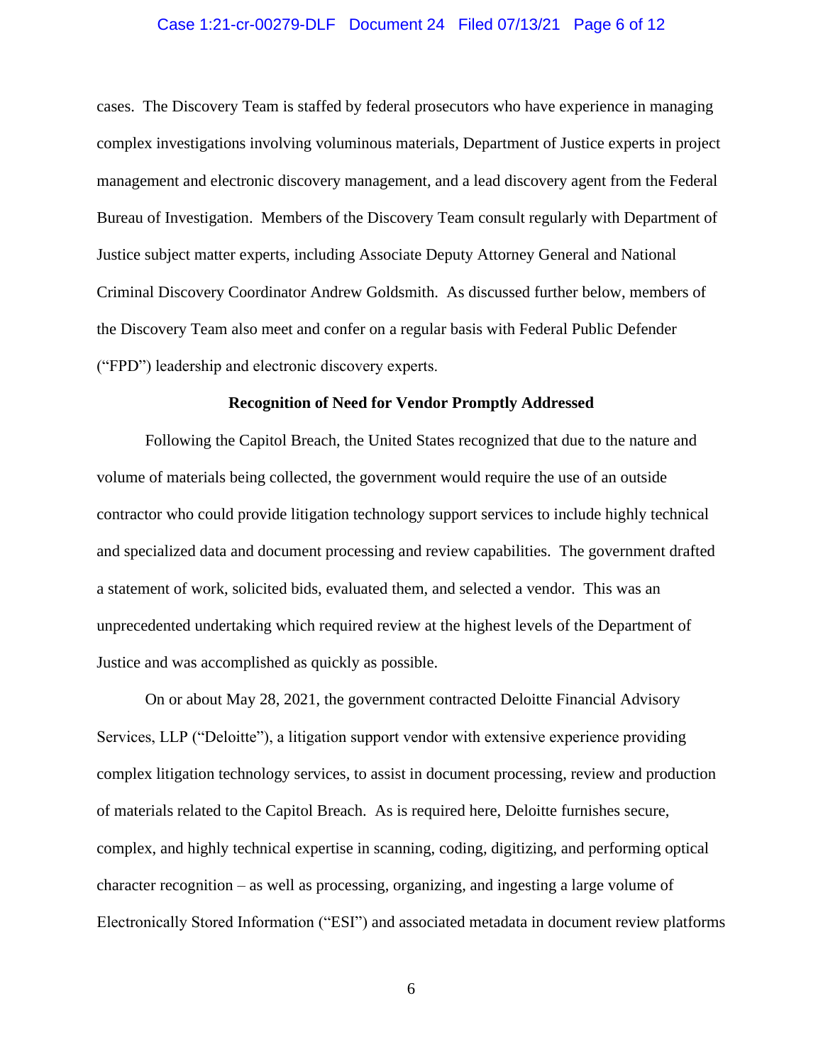cases. The Discovery Team is staffed by federal prosecutors who have experience in managing complex investigations involving voluminous materials, Department of Justice experts in project management and electronic discovery management, and a lead discovery agent from the Federal Bureau of Investigation. Members of the Discovery Team consult regularly with Department of Justice subject matter experts, including Associate Deputy Attorney General and National Criminal Discovery Coordinator Andrew Goldsmith. As discussed further below, members of the Discovery Team also meet and confer on a regular basis with Federal Public Defender ("FPD") leadership and electronic discovery experts.

**Recognition of Need for Vendor Promptly Addressed**

Following the Capitol Breach, the United States recognized that due to the nature and volume of materials being collected, the government would require the use of an outside contractor who could provide litigation technology support services to include highly technical and specialized data and document processing and review capabilities. The government drafted a statement of work, solicited bids, evaluated them, and selected a vendor. This was an unprecedented undertaking which required review at the highest levels of the Department of Justice and was accomplished as quickly as possible.

On or about May 28, 2021, the government contracted Deloitte Financial Advisory Services, LLP ("Deloitte"), a litigation support vendor with extensive experience providing complex litigation technology services, to assist in document processing, review and production of materials related to the Capitol Breach. As is required here, Deloitte furnishes secure, complex, and highly technical expertise in scanning, coding, digitizing, and performing optical character recognition – as well as processing, organizing, and ingesting a large volume of Electronically Stored Information ("ESI") and associated metadata in document review platforms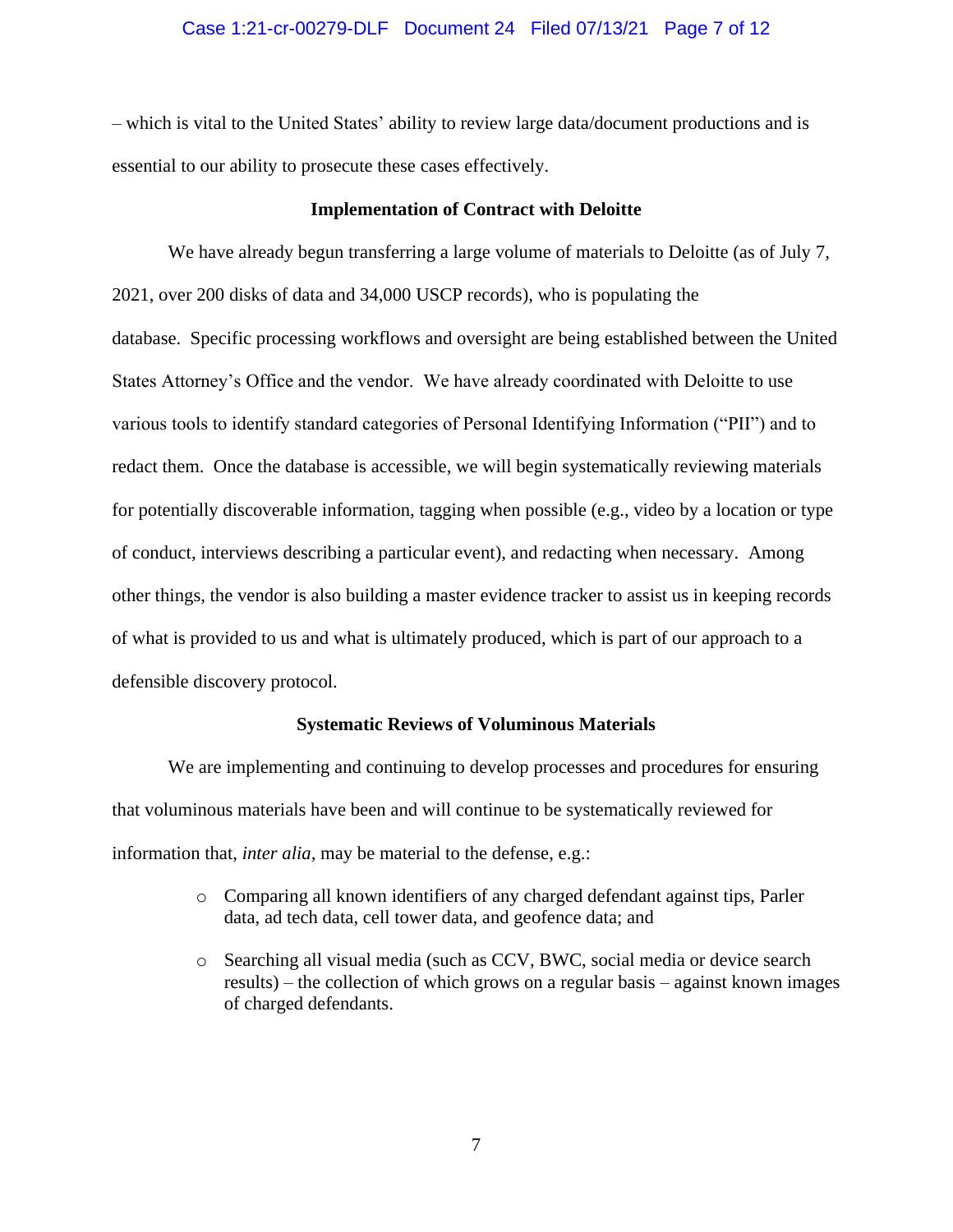– which is vital to the United States' ability to review large data/document productions and is essential to our ability to prosecute these cases effectively.

**Implementation of Contract with Deloitte**

We have already begun transferring a large volume of materials to Deloitte (as of July 7, 2021, over 200 disks of data and 34,000 USCP records), who is populating the database. Specific processing workflows and oversight are being established between the United States Attorney's Office and the vendor. We have already coordinated with Deloitte to use various tools to identify standard categories of Personal Identifying Information ("PII") and to redact them. Once the database is accessible, we will begin systematically reviewing materials for potentially discoverable information, tagging when possible (e.g., video by a location or type of conduct, interviews describing a particular event), and redacting when necessary. Among other things, the vendor is also building a master evidence tracker to assist us in keeping records of what is provided to us and what is ultimately produced, which is part of our approach to a defensible discovery protocol.

**Systematic Reviews of Voluminous Materials**

We are implementing and continuing to develop processes and procedures for ensuring that voluminous materials have been and will continue to be systematically reviewed for information that, *inter alia*, may be material to the defense, e.g.:

- Comparing all known identifiers of any charged defendant against tips, Parler data, ad tech data, cell tower data, and geofence data; and
- Searching all visual media (such as CCV, BWC, social media or device search results) – the collection of which grows on a regular basis – against known images of charged defendants.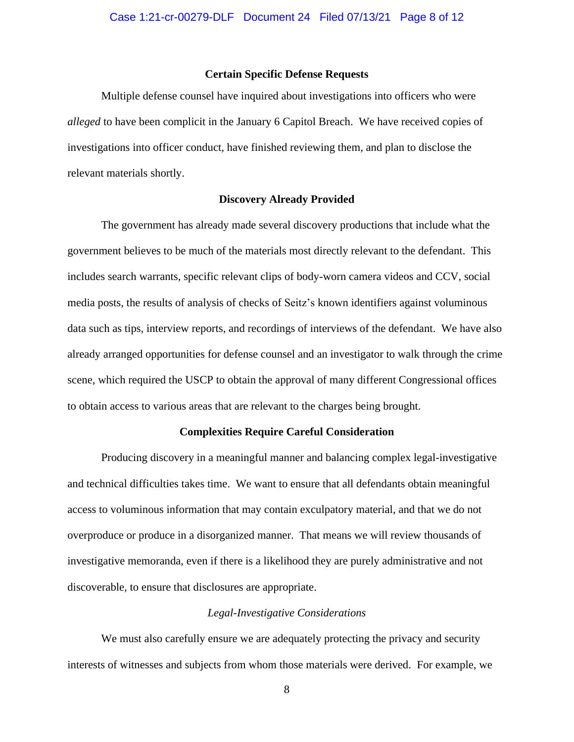**Certain Specific Defense Requests**

Multiple defense counsel have inquired about investigations into officers who were *alleged* to have been complicit in the January 6 Capitol Breach. We have received copies of investigations into officer conduct, have finished reviewing them, and plan to disclose the relevant materials shortly.

**Discovery Already Provided**

The government has already made several discovery productions that include what the government believes to be much of the materials most directly relevant to the defendant. This includes search warrants, specific relevant clips of body-worn camera videos and CCV, social media posts, the results of analysis of checks of Seitz's known identifiers against voluminous data such as tips, interview reports, and recordings of interviews of the defendant. We have also already arranged opportunities for defense counsel and an investigator to walk through the crime scene, which required the USCP to obtain the approval of many different Congressional offices to obtain access to various areas that are relevant to the charges being brought.

**Complexities Require Careful Consideration**

Producing discovery in a meaningful manner and balancing complex legal-investigative and technical difficulties takes time. We want to ensure that all defendants obtain meaningful access to voluminous information that may contain exculpatory material, and that we do not overproduce or produce in a disorganized manner. That means we will review thousands of investigative memoranda, even if there is a likelihood they are purely administrative and not discoverable, to ensure that disclosures are appropriate.

*Legal-Investigative Considerations*

We must also carefully ensure we are adequately protecting the privacy and security interests of witnesses and subjects from whom those materials were derived. For example, we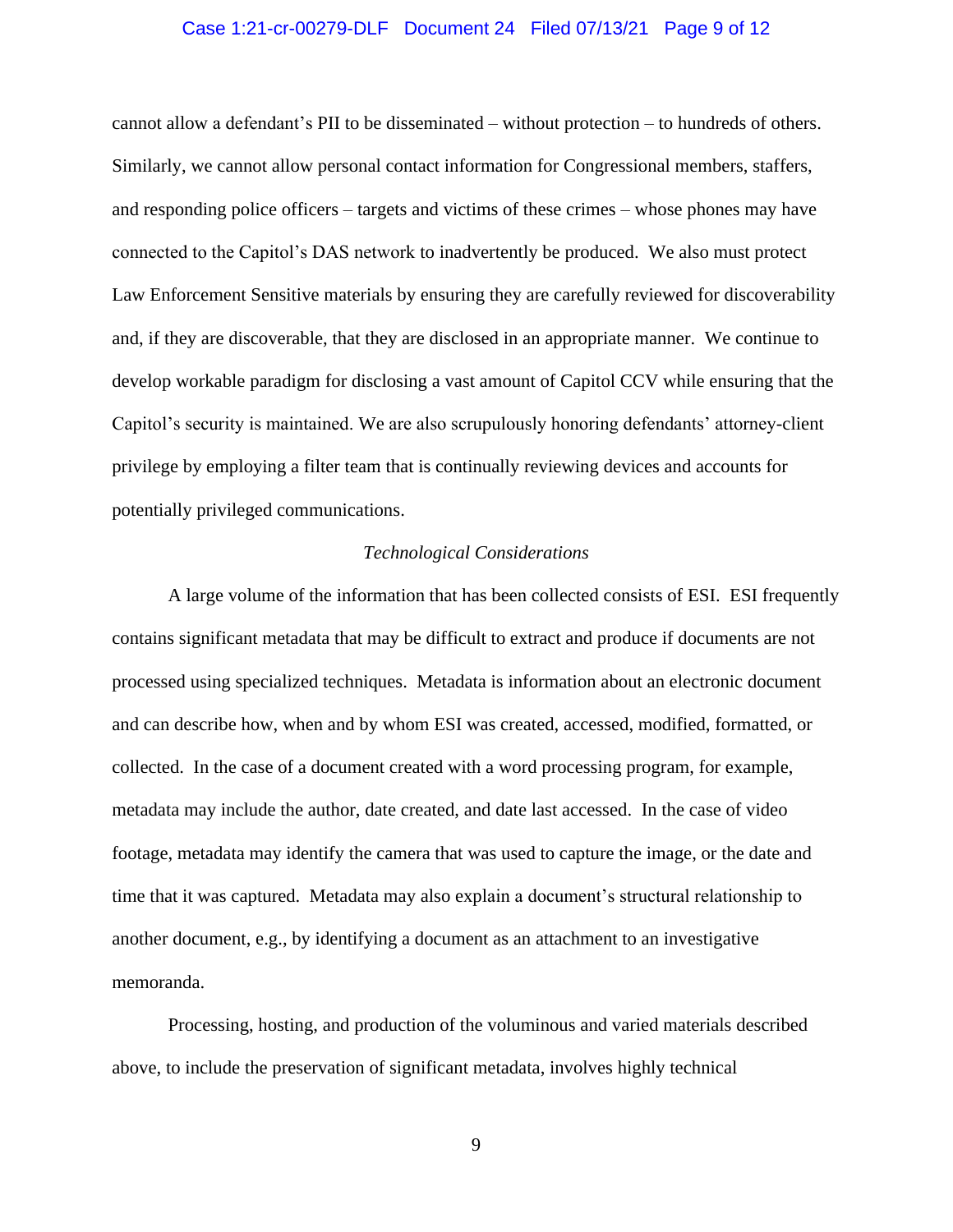cannot allow a defendant's PII to be disseminated – without protection – to hundreds of others. Similarly, we cannot allow personal contact information for Congressional members, staffers, and responding police officers – targets and victims of these crimes – whose phones may have connected to the Capitol's DAS network to inadvertently be produced. We also must protect Law Enforcement Sensitive materials by ensuring they are carefully reviewed for discoverability and, if they are discoverable, that they are disclosed in an appropriate manner. We continue to develop workable paradigm for disclosing a vast amount of Capitol CCV while ensuring that the Capitol's security is maintained. We are also scrupulously honoring defendants' attorney-client privilege by employing a filter team that is continually reviewing devices and accounts for potentially privileged communications.

*Technological Considerations*

A large volume of the information that has been collected consists of ESI. ESI frequently contains significant metadata that may be difficult to extract and produce if documents are not processed using specialized techniques. Metadata is information about an electronic document and can describe how, when and by whom ESI was created, accessed, modified, formatted, or collected. In the case of a document created with a word processing program, for example, metadata may include the author, date created, and date last accessed. In the case of video footage, metadata may identify the camera that was used to capture the image, or the date and time that it was captured. Metadata may also explain a document's structural relationship to another document, e.g., by identifying a document as an attachment to an investigative memoranda.

Processing, hosting, and production of the voluminous and varied materials described above, to include the preservation of significant metadata, involves highly technical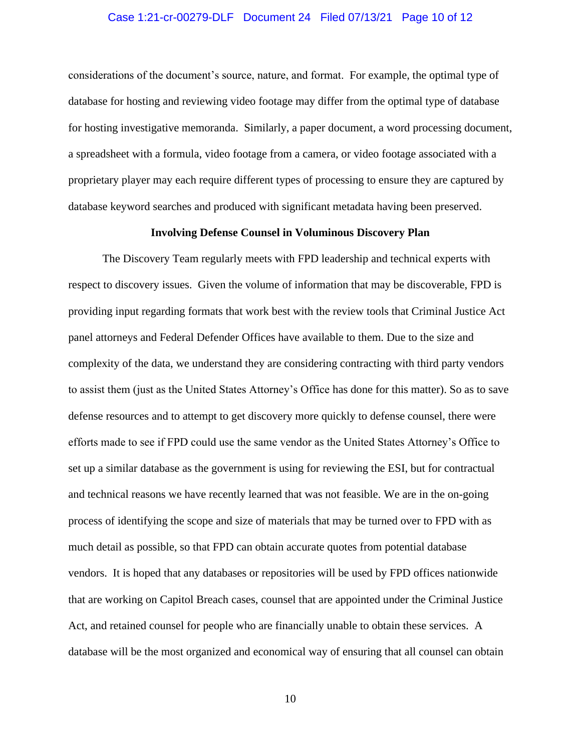considerations of the document's source, nature, and format. For example, the optimal type of database for hosting and reviewing video footage may differ from the optimal type of database for hosting investigative memoranda. Similarly, a paper document, a word processing document, a spreadsheet with a formula, video footage from a camera, or video footage associated with a proprietary player may each require different types of processing to ensure they are captured by database keyword searches and produced with significant metadata having been preserved.

**Involving Defense Counsel in Voluminous Discovery Plan**

The Discovery Team regularly meets with FPD leadership and technical experts with respect to discovery issues. Given the volume of information that may be discoverable, FPD is providing input regarding formats that work best with the review tools that Criminal Justice Act panel attorneys and Federal Defender Offices have available to them. Due to the size and complexity of the data, we understand they are considering contracting with third party vendors to assist them (just as the United States Attorney's Office has done for this matter). So as to save defense resources and to attempt to get discovery more quickly to defense counsel, there were efforts made to see if FPD could use the same vendor as the United States Attorney's Office to set up a similar database as the government is using for reviewing the ESI, but for contractual and technical reasons we have recently learned that was not feasible. We are in the on-going process of identifying the scope and size of materials that may be turned over to FPD with as much detail as possible, so that FPD can obtain accurate quotes from potential database vendors. It is hoped that any databases or repositories will be used by FPD offices nationwide that are working on Capitol Breach cases, counsel that are appointed under the Criminal Justice Act, and retained counsel for people who are financially unable to obtain these services. A database will be the most organized and economical way of ensuring that all counsel can obtain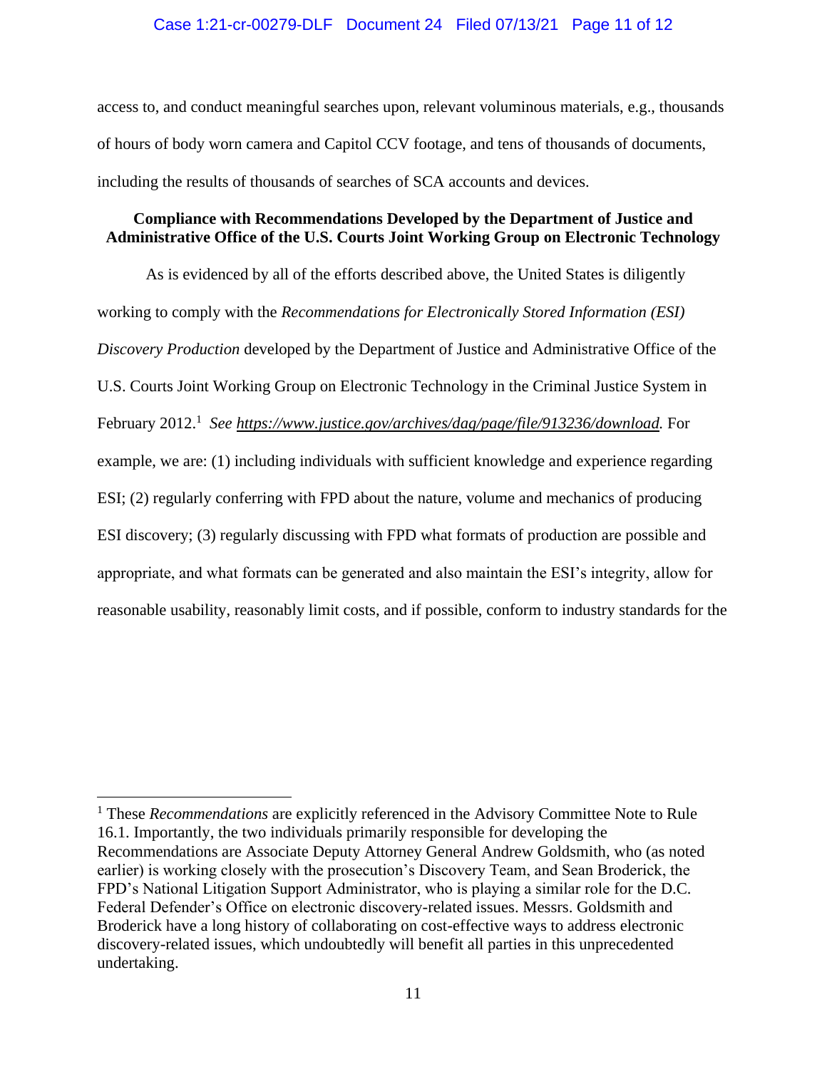access to, and conduct meaningful searches upon, relevant voluminous materials, e.g., thousands of hours of body worn camera and Capitol CCV footage, and tens of thousands of documents, including the results of thousands of searches of SCA accounts and devices.

**Compliance with Recommendations Developed by the Department of Justice and Administrative Office of the U.S. Courts Joint Working Group on Electronic Technology**

As is evidenced by all of the efforts described above, the United States is diligently working to comply with the *Recommendations for Electronically Stored Information (ESI) Discovery Production* developed by the Department of Justice and Administrative Office of the U.S. Courts Joint Working Group on Electronic Technology in the Criminal Justice System in February 2012.[1] *See* https://www.justice.gov/archives/dag/page/file/913236/download. For example, we are: (1) including individuals with sufficient knowledge and experience regarding ESI; (2) regularly conferring with FPD about the nature, volume and mechanics of producing ESI discovery; (3) regularly discussing with FPD what formats of production are possible and appropriate, and what formats can be generated and also maintain the ESI's integrity, allow for reasonable usability, reasonably limit costs, and if possible, conform to industry standards for the

---

[1] These *Recommendations* are explicitly referenced in the Advisory Committee Note to Rule 16.1. Importantly, the two individuals primarily responsible for developing the Recommendations are Associate Deputy Attorney General Andrew Goldsmith, who (as noted earlier) is working closely with the prosecution's Discovery Team, and Sean Broderick, the FPD's National Litigation Support Administrator, who is playing a similar role for the D.C. Federal Defender's Office on electronic discovery-related issues. Messrs. Goldsmith and Broderick have a long history of collaborating on cost-effective ways to address electronic discovery-related issues, which undoubtedly will benefit all parties in this unprecedented undertaking.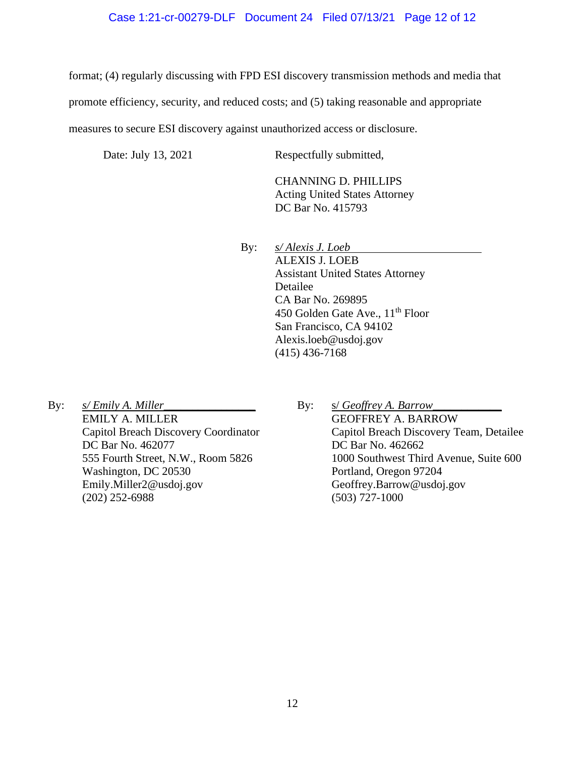format; (4) regularly discussing with FPD ESI discovery transmission methods and media that promote efficiency, security, and reduced costs; and (5) taking reasonable and appropriate measures to secure ESI discovery against unauthorized access or disclosure.

Date: July 13, 2021

Respectfully submitted,

CHANNING D. PHILLIPS
Acting United States Attorney
DC Bar No. 415793

By: *s/ Alexis J. Loeb*
ALEXIS J. LOEB
Assistant United States Attorney
Detailee
CA Bar No. 269895
450 Golden Gate Ave., 11th Floor
San Francisco, CA 94102
Alexis.loeb@usdoj.gov
(415) 436-7168

By: *s/ Emily A. Miller*
EMILY A. MILLER
Capitol Breach Discovery Coordinator
DC Bar No. 462077
555 Fourth Street, N.W., Room 5826
Washington, DC 20530
Emily.Miller2@usdoj.gov
(202) 252-6988

By: s/ *Geoffrey A. Barrow*
GEOFFREY A. BARROW
Capitol Breach Discovery Team, Detailee
DC Bar No. 462662
1000 Southwest Third Avenue, Suite 600
Portland, Oregon 97204
Geoffrey.Barrow@usdoj.gov
(503) 727-1000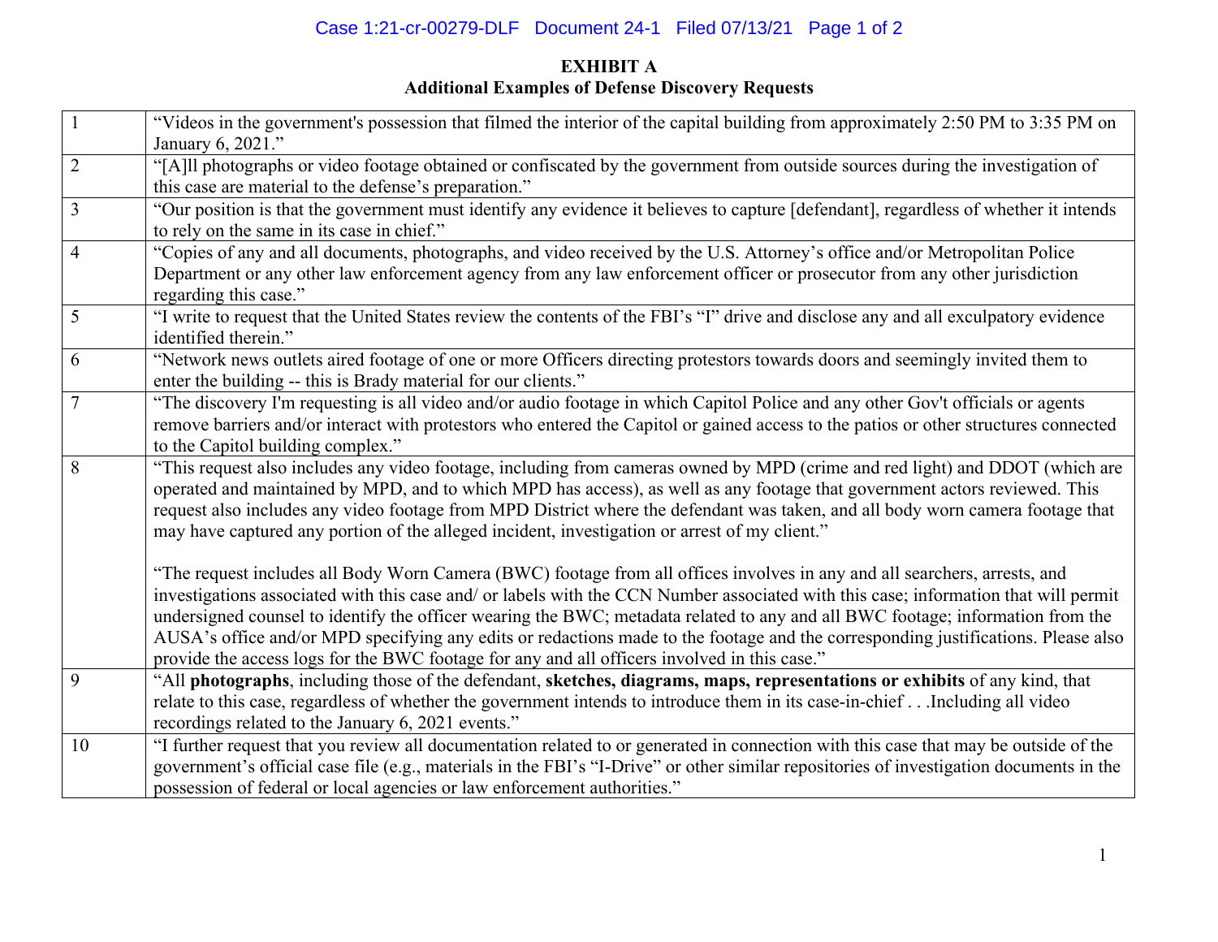**EXHIBIT A**
**Additional Examples of Defense Discovery Requests**

| | |
|---|---|
| 1 | "Videos in the government's possession that filmed the interior of the capital building from approximately 2:50 PM to 3:35 PM on January 6, 2021." |
| 2 | "[A]ll photographs or video footage obtained or confiscated by the government from outside sources during the investigation of this case are material to the defense's preparation." |
| 3 | "Our position is that the government must identify any evidence it believes to capture [defendant], regardless of whether it intends to rely on the same in its case in chief." |
| 4 | "Copies of any and all documents, photographs, and video received by the U.S. Attorney's office and/or Metropolitan Police Department or any other law enforcement agency from any law enforcement officer or prosecutor from any other jurisdiction regarding this case." |
| 5 | "I write to request that the United States review the contents of the FBI's "I" drive and disclose any and all exculpatory evidence identified therein." |
| 6 | "Network news outlets aired footage of one or more Officers directing protestors towards doors and seemingly invited them to enter the building -- this is Brady material for our clients." |
| 7 | "The discovery I'm requesting is all video and/or audio footage in which Capitol Police and any other Gov't officials or agents remove barriers and/or interact with protestors who entered the Capitol or gained access to the patios or other structures connected to the Capitol building complex." |
| 8 | "This request also includes any video footage, including from cameras owned by MPD (crime and red light) and DDOT (which are operated and maintained by MPD, and to which MPD has access), as well as any footage that government actors reviewed. This request also includes any video footage from MPD District where the defendant was taken, and all body worn camera footage that may have captured any portion of the alleged incident, investigation or arrest of my client." <br><br> "The request includes all Body Worn Camera (BWC) footage from all offices involves in any and all searchers, arrests, and investigations associated with this case and/ or labels with the CCN Number associated with this case; information that will permit undersigned counsel to identify the officer wearing the BWC; metadata related to any and all BWC footage; information from the AUSA's office and/or MPD specifying any edits or redactions made to the footage and the corresponding justifications. Please also provide the access logs for the BWC footage for any and all officers involved in this case." |
| 9 | "All **photographs**, including those of the defendant, **sketches, diagrams, maps, representations or exhibits** of any kind, that relate to this case, regardless of whether the government intends to introduce them in its case-in-chief . . .Including all video recordings related to the January 6, 2021 events." |
| 10 | "I further request that you review all documentation related to or generated in connection with this case that may be outside of the government's official case file (e.g., materials in the FBI's "I-Drive" or other similar repositories of investigation documents in the possession of federal or local agencies or law enforcement authorities." |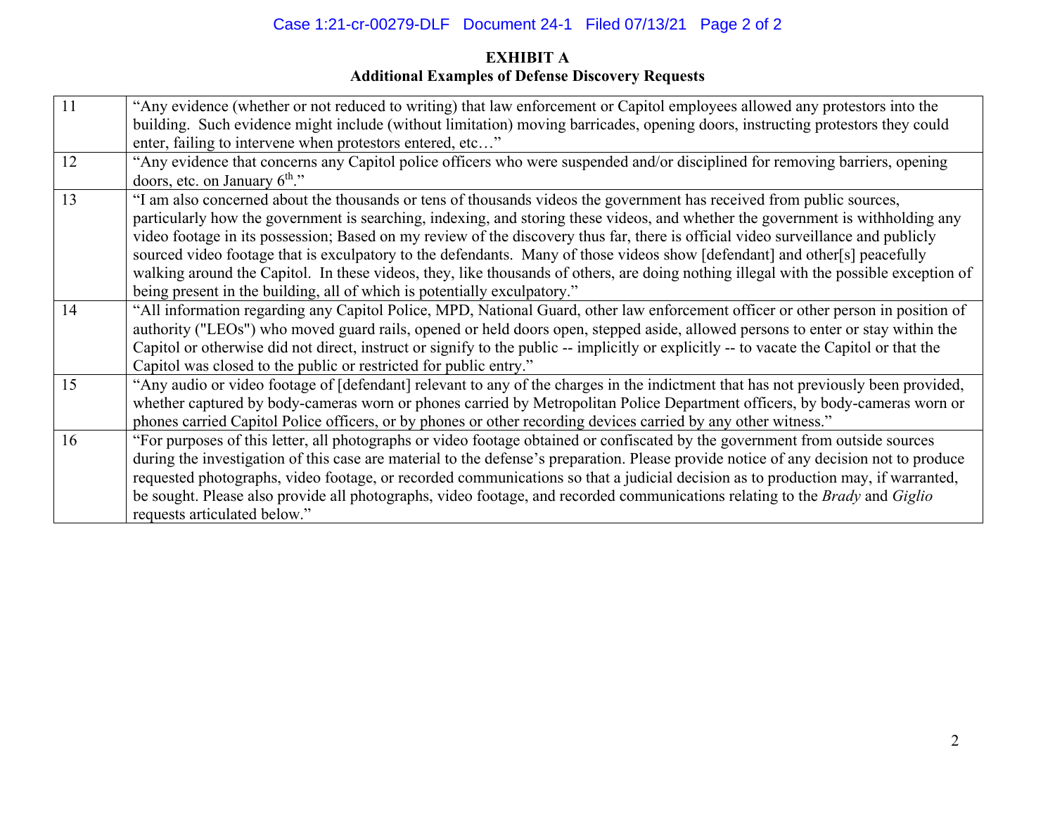**EXHIBIT A**
**Additional Examples of Defense Discovery Requests**

| | |
|---|---|
| 11 | "Any evidence (whether or not reduced to writing) that law enforcement or Capitol employees allowed any protestors into the building. Such evidence might include (without limitation) moving barricades, opening doors, instructing protestors they could enter, failing to intervene when protestors entered, etc…" |
| 12 | "Any evidence that concerns any Capitol police officers who were suspended and/or disciplined for removing barriers, opening doors, etc. on January 6th." |
| 13 | "I am also concerned about the thousands or tens of thousands videos the government has received from public sources, particularly how the government is searching, indexing, and storing these videos, and whether the government is withholding any video footage in its possession; Based on my review of the discovery thus far, there is official video surveillance and publicly sourced video footage that is exculpatory to the defendants. Many of those videos show [defendant] and other[s] peacefully walking around the Capitol. In these videos, they, like thousands of others, are doing nothing illegal with the possible exception of being present in the building, all of which is potentially exculpatory." |
| 14 | "All information regarding any Capitol Police, MPD, National Guard, other law enforcement officer or other person in position of authority ("LEOs") who moved guard rails, opened or held doors open, stepped aside, allowed persons to enter or stay within the Capitol or otherwise did not direct, instruct or signify to the public -- implicitly or explicitly -- to vacate the Capitol or that the Capitol was closed to the public or restricted for public entry." |
| 15 | "Any audio or video footage of [defendant] relevant to any of the charges in the indictment that has not previously been provided, whether captured by body-cameras worn or phones carried by Metropolitan Police Department officers, by body-cameras worn or phones carried Capitol Police officers, or by phones or other recording devices carried by any other witness." |
| 16 | "For purposes of this letter, all photographs or video footage obtained or confiscated by the government from outside sources during the investigation of this case are material to the defense's preparation. Please provide notice of any decision not to produce requested photographs, video footage, or recorded communications so that a judicial decision as to production may, if warranted, be sought. Please also provide all photographs, video footage, and recorded communications relating to the *Brady* and *Giglio* requests articulated below." |